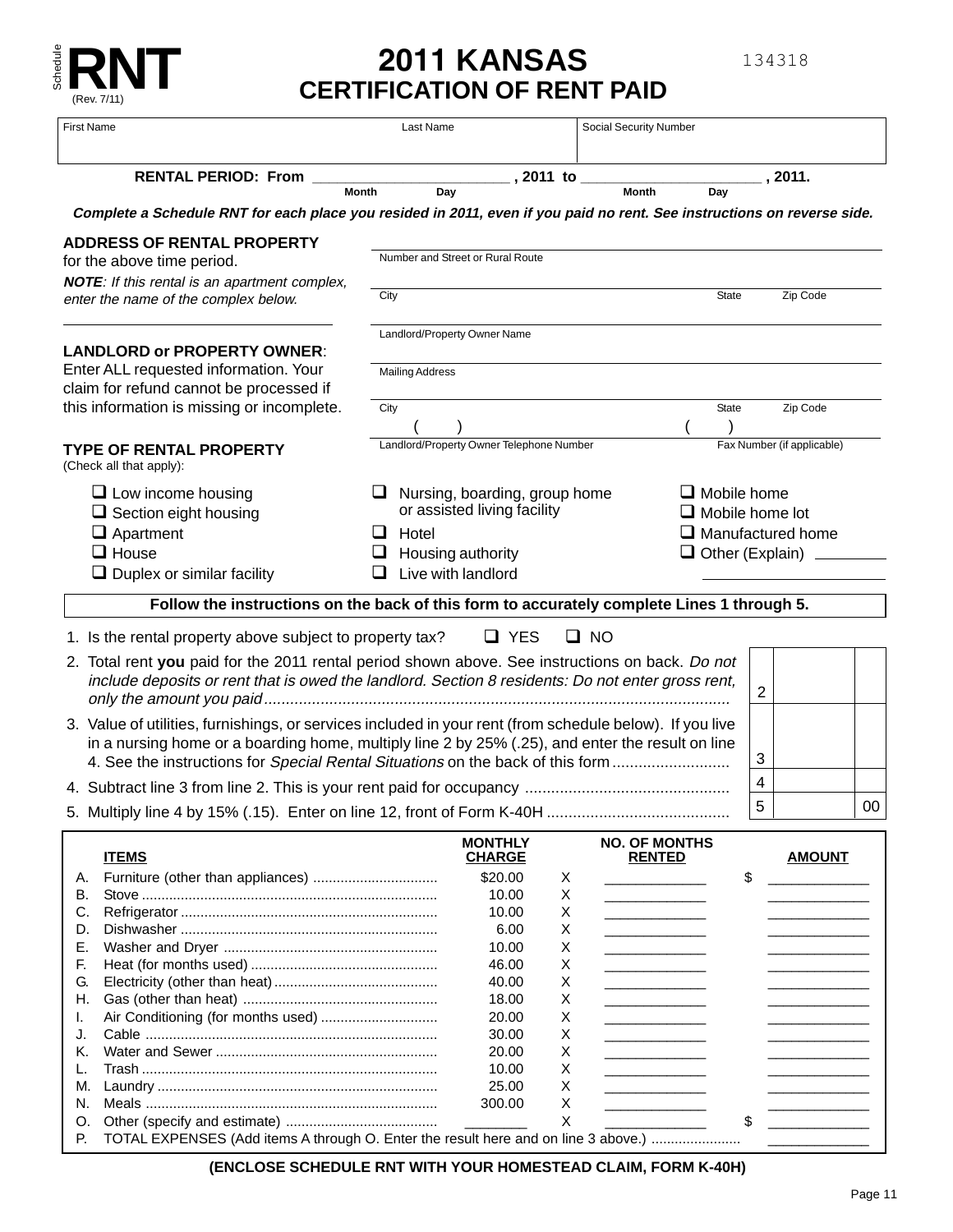Schedule **RNT** (Rev. 7/11)

# 2011 KANSAS
## CERTIFICATION OF RENT PAID

134318

| First Name | Last Name | Social Security Number |
|---|---|---|
| | | |

**RENTAL PERIOD: From** ______________________ **, 2011 to** ______________________ **, 2011.**
Month Day Month Day

***Complete a Schedule RNT for each place you resided in 2011, even if you paid no rent. See instructions on reverse side.***

**ADDRESS OF RENTAL PROPERTY** for the above time period.

***NOTE**: If this rental is an apartment complex, enter the name of the complex below.*

______________________

Number and Street or Rural Route

City | State | Zip Code

**LANDLORD or PROPERTY OWNER**: Enter ALL requested information. Your claim for refund cannot be processed if this information is missing or incomplete.

Landlord/Property Owner Name

Mailing Address

City | State | Zip Code

( ) Landlord/Property Owner Telephone Number | ( ) Fax Number (if applicable)

**TYPE OF RENTAL PROPERTY**
(Check all that apply):

- ☐ Low income housing
- ☐ Section eight housing
- ☐ Apartment
- ☐ House
- ☐ Duplex or similar facility
- ☐ Nursing, boarding, group home or assisted living facility
- ☐ Hotel
- ☐ Housing authority
- ☐ Live with landlord
- ☐ Mobile home
- ☐ Mobile home lot
- ☐ Manufactured home
- ☐ Other (Explain) ______________

**Follow the instructions on the back of this form to accurately complete Lines 1 through 5.**

1. Is the rental property above subject to property tax? ☐ YES ☐ NO
2. Total rent **you** paid for the 2011 rental period shown above. See instructions on back. *Do not include deposits or rent that is owed the landlord. Section 8 residents: Do not enter gross rent, only the amount you paid* .......... **2** ______
3. Value of utilities, furnishings, or services included in your rent (from schedule below). If you live in a nursing home or a boarding home, multiply line 2 by 25% (.25), and enter the result on line 4. See the instructions for *Special Rental Situations* on the back of this form .......... **3** ______
4. Subtract line 3 from line 2. This is your rent paid for occupancy .......... **4** ______
5. Multiply line 4 by 15% (.15). Enter on line 12, front of Form K-40H .......... **5** ______ 00

| | ITEMS | MONTHLY CHARGE | | NO. OF MONTHS RENTED | AMOUNT |
|---|---|---|---|---|---|
| A. | Furniture (other than appliances) | $20.00 | X | ______ | $ ______ |
| B. | Stove | 10.00 | X | ______ | ______ |
| C. | Refrigerator | 10.00 | X | ______ | ______ |
| D. | Dishwasher | 6.00 | X | ______ | ______ |
| E. | Washer and Dryer | 10.00 | X | ______ | ______ |
| F. | Heat (for months used) | 46.00 | X | ______ | ______ |
| G. | Electricity (other than heat) | 40.00 | X | ______ | ______ |
| H. | Gas (other than heat) | 18.00 | X | ______ | ______ |
| I. | Air Conditioning (for months used) | 20.00 | X | ______ | ______ |
| J. | Cable | 30.00 | X | ______ | ______ |
| K. | Water and Sewer | 20.00 | X | ______ | ______ |
| L. | Trash | 10.00 | X | ______ | ______ |
| M. | Laundry | 25.00 | X | ______ | ______ |
| N. | Meals | 300.00 | X | ______ | ______ |
| O. | Other (specify and estimate) | ______ | X | ______ | $ ______ |
| P. | TOTAL EXPENSES (Add items A through O. Enter the result here and on line 3 above.) | | | | ______ |

**(ENCLOSE SCHEDULE RNT WITH YOUR HOMESTEAD CLAIM, FORM K-40H)**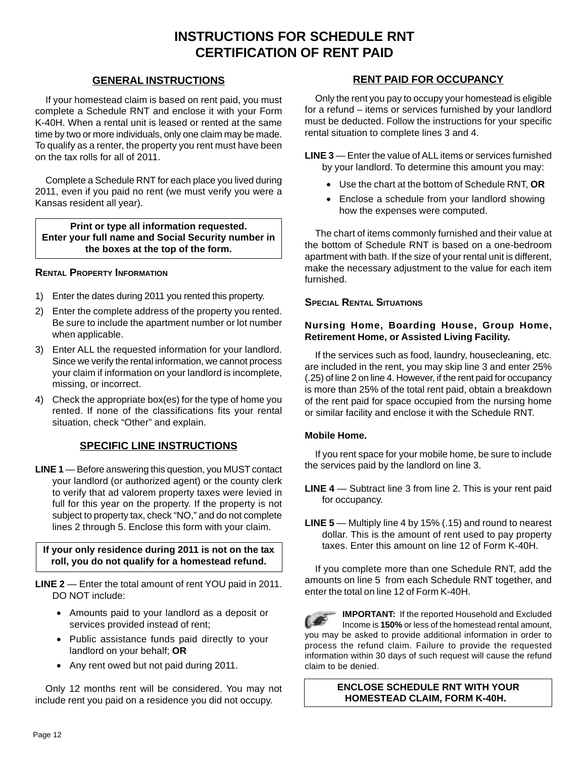# INSTRUCTIONS FOR SCHEDULE RNT
# CERTIFICATION OF RENT PAID

## GENERAL INSTRUCTIONS

If your homestead claim is based on rent paid, you must complete a Schedule RNT and enclose it with your Form K-40H. When a rental unit is leased or rented at the same time by two or more individuals, only one claim may be made. To qualify as a renter, the property you rent must have been on the tax rolls for all of 2011.

Complete a Schedule RNT for each place you lived during 2011, even if you paid no rent (we must verify you were a Kansas resident all year).

**Print or type all information requested.**
**Enter your full name and Social Security number in the boxes at the top of the form.**

### Rental Property Information

1) Enter the dates during 2011 you rented this property.
2) Enter the complete address of the property you rented. Be sure to include the apartment number or lot number when applicable.
3) Enter ALL the requested information for your landlord. Since we verify the rental information, we cannot process your claim if information on your landlord is incomplete, missing, or incorrect.
4) Check the appropriate box(es) for the type of home you rented. If none of the classifications fits your rental situation, check "Other" and explain.

## SPECIFIC LINE INSTRUCTIONS

**LINE 1** — Before answering this question, you MUST contact your landlord (or authorized agent) or the county clerk to verify that ad valorem property taxes were levied in full for this year on the property. If the property is not subject to property tax, check "NO," and do not complete lines 2 through 5. Enclose this form with your claim.

**If your only residence during 2011 is not on the tax roll, you do not qualify for a homestead refund.**

**LINE 2** — Enter the total amount of rent YOU paid in 2011. DO NOT include:

- Amounts paid to your landlord as a deposit or services provided instead of rent;
- Public assistance funds paid directly to your landlord on your behalf; **OR**
- Any rent owed but not paid during 2011.

Only 12 months rent will be considered. You may not include rent you paid on a residence you did not occupy.

## RENT PAID FOR OCCUPANCY

Only the rent you pay to occupy your homestead is eligible for a refund – items or services furnished by your landlord must be deducted. Follow the instructions for your specific rental situation to complete lines 3 and 4.

**LINE 3** — Enter the value of ALL items or services furnished by your landlord. To determine this amount you may:

- Use the chart at the bottom of Schedule RNT, **OR**
- Enclose a schedule from your landlord showing how the expenses were computed.

The chart of items commonly furnished and their value at the bottom of Schedule RNT is based on a one-bedroom apartment with bath. If the size of your rental unit is different, make the necessary adjustment to the value for each item furnished.

### Special Rental Situations

**Nursing Home, Boarding House, Group Home, Retirement Home, or Assisted Living Facility.**

If the services such as food, laundry, housecleaning, etc. are included in the rent, you may skip line 3 and enter 25% (.25) of line 2 on line 4. However, if the rent paid for occupancy is more than 25% of the total rent paid, obtain a breakdown of the rent paid for space occupied from the nursing home or similar facility and enclose it with the Schedule RNT.

**Mobile Home.**

If you rent space for your mobile home, be sure to include the services paid by the landlord on line 3.

**LINE 4** — Subtract line 3 from line 2. This is your rent paid for occupancy.

**LINE 5** — Multiply line 4 by 15% (.15) and round to nearest dollar. This is the amount of rent used to pay property taxes. Enter this amount on line 12 of Form K-40H.

If you complete more than one Schedule RNT, add the amounts on line 5 from each Schedule RNT together, and enter the total on line 12 of Form K-40H.

**IMPORTANT:** If the reported Household and Excluded Income is **150%** or less of the homestead rental amount, you may be asked to provide additional information in order to process the refund claim. Failure to provide the requested information within 30 days of such request will cause the refund claim to be denied.

**ENCLOSE SCHEDULE RNT WITH YOUR HOMESTEAD CLAIM, FORM K-40H.**